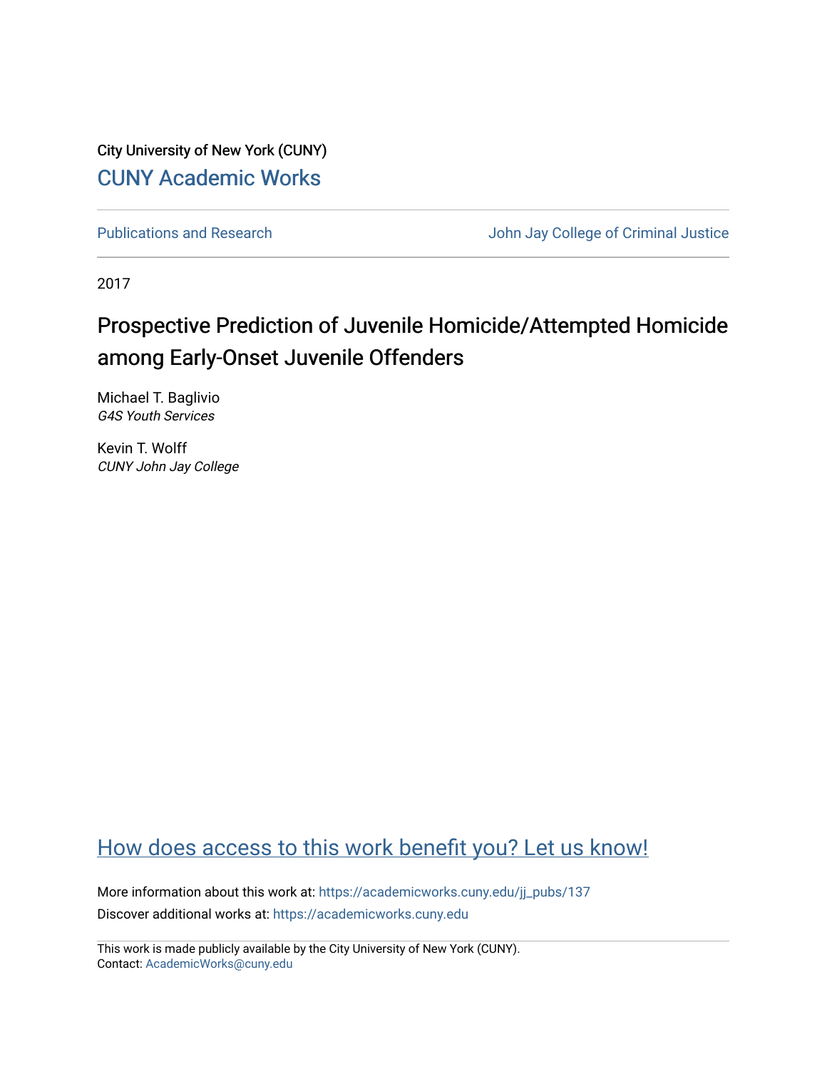City University of New York (CUNY)

CUNY Academic Works

Publications and Research

John Jay College of Criminal Justice

2017

# Prospective Prediction of Juvenile Homicide/Attempted Homicide among Early-Onset Juvenile Offenders

Michael T. Baglivio
*G4S Youth Services*

Kevin T. Wolff
*CUNY John Jay College*

How does access to this work benefit you? Let us know!

More information about this work at: https://academicworks.cuny.edu/jj_pubs/137

Discover additional works at: https://academicworks.cuny.edu

This work is made publicly available by the City University of New York (CUNY).
Contact: AcademicWorks@cuny.edu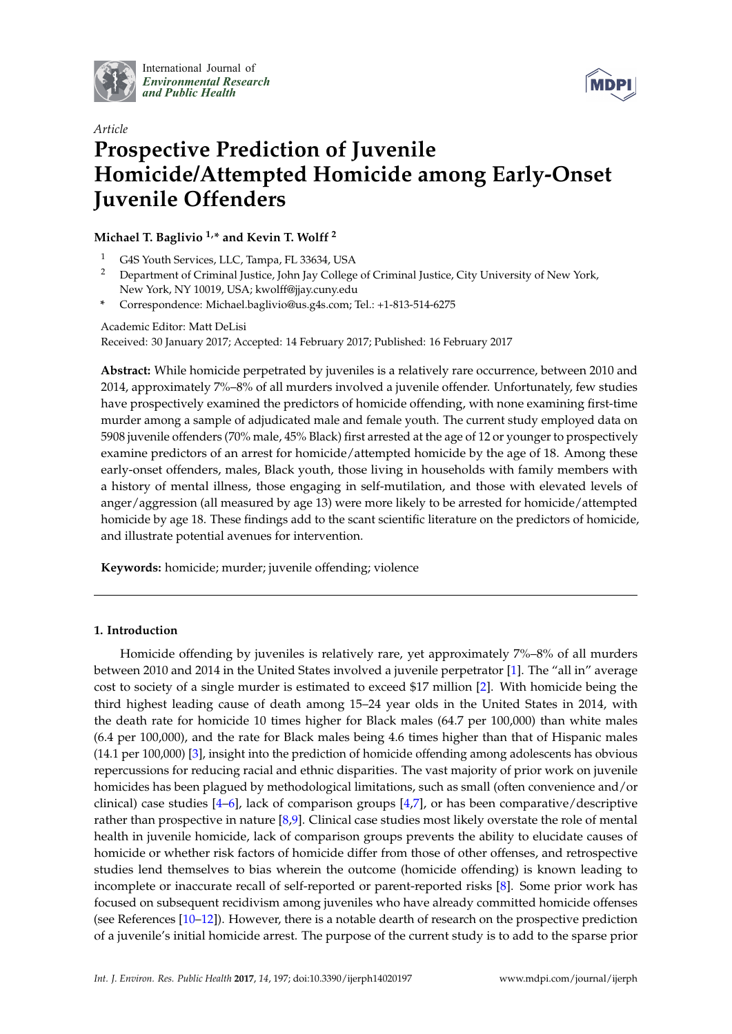International Journal of *Environmental Research and Public Health*

*Article*

# Prospective Prediction of Juvenile Homicide/Attempted Homicide among Early-Onset Juvenile Offenders

**Michael T. Baglivio [1,*] and Kevin T. Wolff [2]**

[1] G4S Youth Services, LLC, Tampa, FL 33634, USA

[2] Department of Criminal Justice, John Jay College of Criminal Justice, City University of New York, New York, NY 10019, USA; kwolff@jjay.cuny.edu

\* Correspondence: Michael.baglivio@us.g4s.com; Tel.: +1-813-514-6275

Academic Editor: Matt DeLisi

Received: 30 January 2017; Accepted: 14 February 2017; Published: 16 February 2017

**Abstract:** While homicide perpetrated by juveniles is a relatively rare occurrence, between 2010 and 2014, approximately 7%–8% of all murders involved a juvenile offender. Unfortunately, few studies have prospectively examined the predictors of homicide offending, with none examining first-time murder among a sample of adjudicated male and female youth. The current study employed data on 5908 juvenile offenders (70% male, 45% Black) first arrested at the age of 12 or younger to prospectively examine predictors of an arrest for homicide/attempted homicide by the age of 18. Among these early-onset offenders, males, Black youth, those living in households with family members with a history of mental illness, those engaging in self-mutilation, and those with elevated levels of anger/aggression (all measured by age 13) were more likely to be arrested for homicide/attempted homicide by age 18. These findings add to the scant scientific literature on the predictors of homicide, and illustrate potential avenues for intervention.

**Keywords:** homicide; murder; juvenile offending; violence

## 1. Introduction

Homicide offending by juveniles is relatively rare, yet approximately 7%–8% of all murders between 2010 and 2014 in the United States involved a juvenile perpetrator [1]. The "all in" average cost to society of a single murder is estimated to exceed $17 million [2]. With homicide being the third highest leading cause of death among 15–24 year olds in the United States in 2014, with the death rate for homicide 10 times higher for Black males (64.7 per 100,000) than white males (6.4 per 100,000), and the rate for Black males being 4.6 times higher than that of Hispanic males (14.1 per 100,000) [3], insight into the prediction of homicide offending among adolescents has obvious repercussions for reducing racial and ethnic disparities. The vast majority of prior work on juvenile homicides has been plagued by methodological limitations, such as small (often convenience and/or clinical) case studies [4–6], lack of comparison groups [4,7], or has been comparative/descriptive rather than prospective in nature [8,9]. Clinical case studies most likely overstate the role of mental health in juvenile homicide, lack of comparison groups prevents the ability to elucidate causes of homicide or whether risk factors of homicide differ from those of other offenses, and retrospective studies lend themselves to bias wherein the outcome (homicide offending) is known leading to incomplete or inaccurate recall of self-reported or parent-reported risks [8]. Some prior work has focused on subsequent recidivism among juveniles who have already committed homicide offenses (see References [10–12]). However, there is a notable dearth of research on the prospective prediction of a juvenile's initial homicide arrest. The purpose of the current study is to add to the sparse prior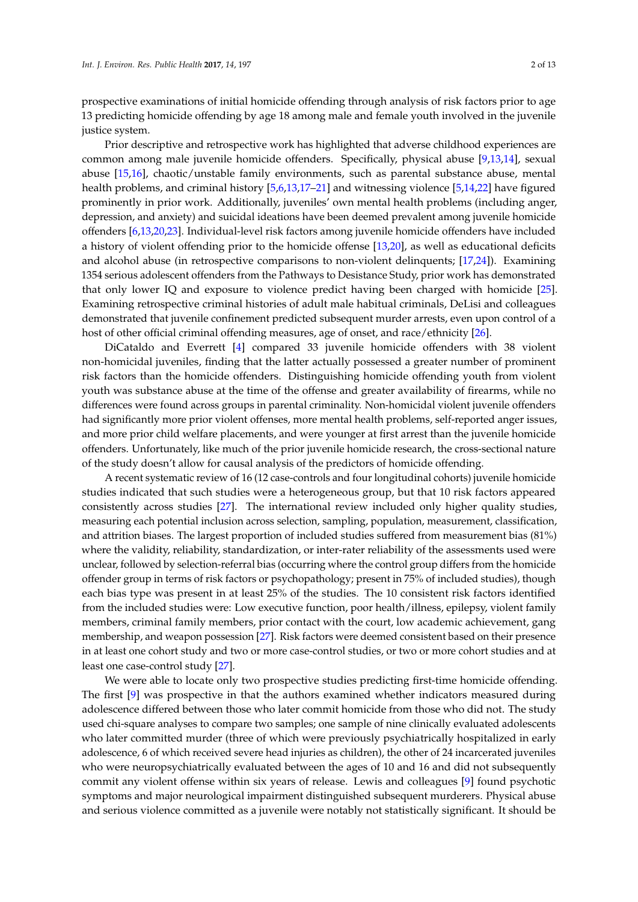prospective examinations of initial homicide offending through analysis of risk factors prior to age 13 predicting homicide offending by age 18 among male and female youth involved in the juvenile justice system.

Prior descriptive and retrospective work has highlighted that adverse childhood experiences are common among male juvenile homicide offenders. Specifically, physical abuse [9,13,14], sexual abuse [15,16], chaotic/unstable family environments, such as parental substance abuse, mental health problems, and criminal history [5,6,13,17–21] and witnessing violence [5,14,22] have figured prominently in prior work. Additionally, juveniles' own mental health problems (including anger, depression, and anxiety) and suicidal ideations have been deemed prevalent among juvenile homicide offenders [6,13,20,23]. Individual-level risk factors among juvenile homicide offenders have included a history of violent offending prior to the homicide offense [13,20], as well as educational deficits and alcohol abuse (in retrospective comparisons to non-violent delinquents; [17,24]). Examining 1354 serious adolescent offenders from the Pathways to Desistance Study, prior work has demonstrated that only lower IQ and exposure to violence predict having been charged with homicide [25]. Examining retrospective criminal histories of adult male habitual criminals, DeLisi and colleagues demonstrated that juvenile confinement predicted subsequent murder arrests, even upon control of a host of other official criminal offending measures, age of onset, and race/ethnicity [26].

DiCataldo and Everrett [4] compared 33 juvenile homicide offenders with 38 violent non-homicidal juveniles, finding that the latter actually possessed a greater number of prominent risk factors than the homicide offenders. Distinguishing homicide offending youth from violent youth was substance abuse at the time of the offense and greater availability of firearms, while no differences were found across groups in parental criminality. Non-homicidal violent juvenile offenders had significantly more prior violent offenses, more mental health problems, self-reported anger issues, and more prior child welfare placements, and were younger at first arrest than the juvenile homicide offenders. Unfortunately, like much of the prior juvenile homicide research, the cross-sectional nature of the study doesn't allow for causal analysis of the predictors of homicide offending.

A recent systematic review of 16 (12 case-controls and four longitudinal cohorts) juvenile homicide studies indicated that such studies were a heterogeneous group, but that 10 risk factors appeared consistently across studies [27]. The international review included only higher quality studies, measuring each potential inclusion across selection, sampling, population, measurement, classification, and attrition biases. The largest proportion of included studies suffered from measurement bias (81%) where the validity, reliability, standardization, or inter-rater reliability of the assessments used were unclear, followed by selection-referral bias (occurring where the control group differs from the homicide offender group in terms of risk factors or psychopathology; present in 75% of included studies), though each bias type was present in at least 25% of the studies. The 10 consistent risk factors identified from the included studies were: Low executive function, poor health/illness, epilepsy, violent family members, criminal family members, prior contact with the court, low academic achievement, gang membership, and weapon possession [27]. Risk factors were deemed consistent based on their presence in at least one cohort study and two or more case-control studies, or two or more cohort studies and at least one case-control study [27].

We were able to locate only two prospective studies predicting first-time homicide offending. The first [9] was prospective in that the authors examined whether indicators measured during adolescence differed between those who later commit homicide from those who did not. The study used chi-square analyses to compare two samples; one sample of nine clinically evaluated adolescents who later committed murder (three of which were previously psychiatrically hospitalized in early adolescence, 6 of which received severe head injuries as children), the other of 24 incarcerated juveniles who were neuropsychiatrically evaluated between the ages of 10 and 16 and did not subsequently commit any violent offense within six years of release. Lewis and colleagues [9] found psychotic symptoms and major neurological impairment distinguished subsequent murderers. Physical abuse and serious violence committed as a juvenile were notably not statistically significant. It should be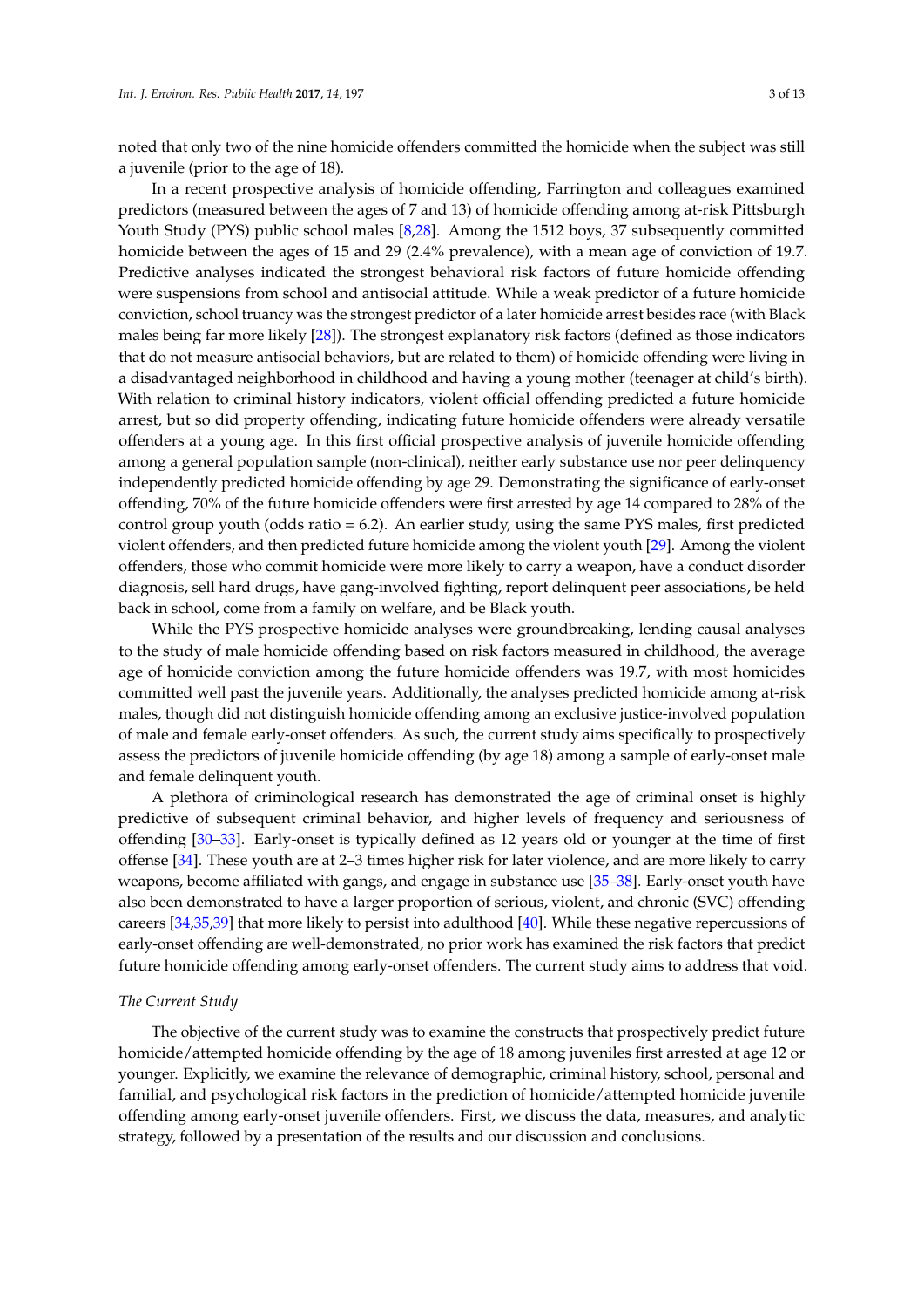noted that only two of the nine homicide offenders committed the homicide when the subject was still a juvenile (prior to the age of 18).

In a recent prospective analysis of homicide offending, Farrington and colleagues examined predictors (measured between the ages of 7 and 13) of homicide offending among at-risk Pittsburgh Youth Study (PYS) public school males [8,28]. Among the 1512 boys, 37 subsequently committed homicide between the ages of 15 and 29 (2.4% prevalence), with a mean age of conviction of 19.7. Predictive analyses indicated the strongest behavioral risk factors of future homicide offending were suspensions from school and antisocial attitude. While a weak predictor of a future homicide conviction, school truancy was the strongest predictor of a later homicide arrest besides race (with Black males being far more likely [28]). The strongest explanatory risk factors (defined as those indicators that do not measure antisocial behaviors, but are related to them) of homicide offending were living in a disadvantaged neighborhood in childhood and having a young mother (teenager at child's birth). With relation to criminal history indicators, violent official offending predicted a future homicide arrest, but so did property offending, indicating future homicide offenders were already versatile offenders at a young age. In this first official prospective analysis of juvenile homicide offending among a general population sample (non-clinical), neither early substance use nor peer delinquency independently predicted homicide offending by age 29. Demonstrating the significance of early-onset offending, 70% of the future homicide offenders were first arrested by age 14 compared to 28% of the control group youth (odds ratio = 6.2). An earlier study, using the same PYS males, first predicted violent offenders, and then predicted future homicide among the violent youth [29]. Among the violent offenders, those who commit homicide were more likely to carry a weapon, have a conduct disorder diagnosis, sell hard drugs, have gang-involved fighting, report delinquent peer associations, be held back in school, come from a family on welfare, and be Black youth.

While the PYS prospective homicide analyses were groundbreaking, lending causal analyses to the study of male homicide offending based on risk factors measured in childhood, the average age of homicide conviction among the future homicide offenders was 19.7, with most homicides committed well past the juvenile years. Additionally, the analyses predicted homicide among at-risk males, though did not distinguish homicide offending among an exclusive justice-involved population of male and female early-onset offenders. As such, the current study aims specifically to prospectively assess the predictors of juvenile homicide offending (by age 18) among a sample of early-onset male and female delinquent youth.

A plethora of criminological research has demonstrated the age of criminal onset is highly predictive of subsequent criminal behavior, and higher levels of frequency and seriousness of offending [30–33]. Early-onset is typically defined as 12 years old or younger at the time of first offense [34]. These youth are at 2–3 times higher risk for later violence, and are more likely to carry weapons, become affiliated with gangs, and engage in substance use [35–38]. Early-onset youth have also been demonstrated to have a larger proportion of serious, violent, and chronic (SVC) offending careers [34,35,39] that more likely to persist into adulthood [40]. While these negative repercussions of early-onset offending are well-demonstrated, no prior work has examined the risk factors that predict future homicide offending among early-onset offenders. The current study aims to address that void.

*The Current Study*

The objective of the current study was to examine the constructs that prospectively predict future homicide/attempted homicide offending by the age of 18 among juveniles first arrested at age 12 or younger. Explicitly, we examine the relevance of demographic, criminal history, school, personal and familial, and psychological risk factors in the prediction of homicide/attempted homicide juvenile offending among early-onset juvenile offenders. First, we discuss the data, measures, and analytic strategy, followed by a presentation of the results and our discussion and conclusions.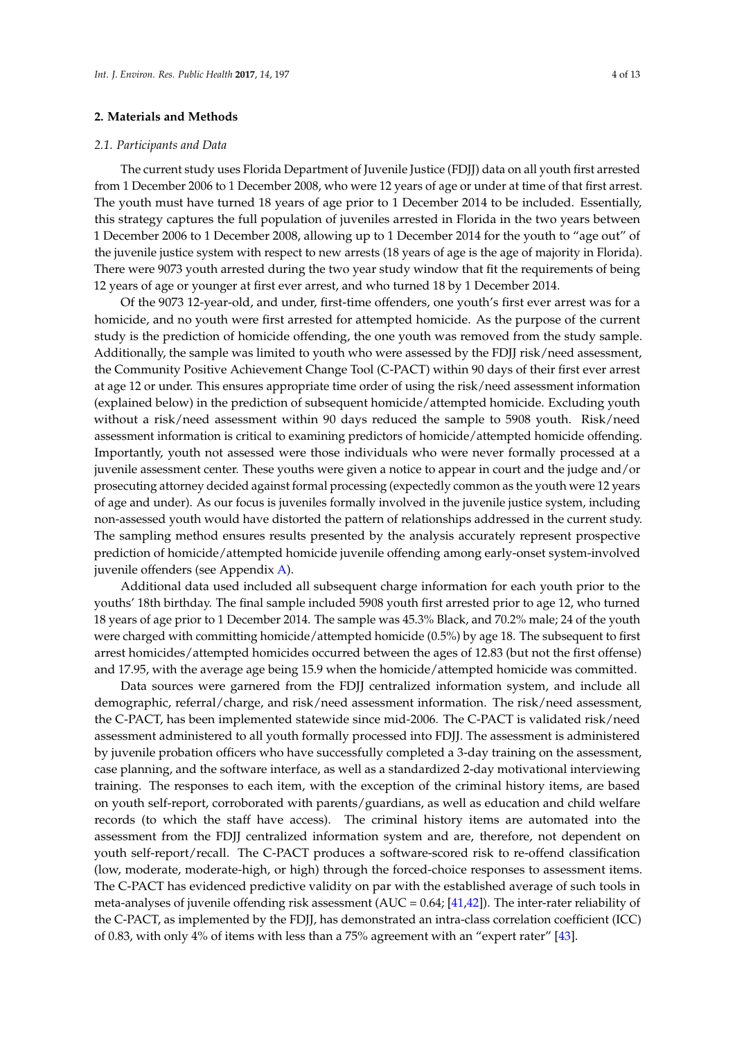## 2. Materials and Methods

### *2.1. Participants and Data*

The current study uses Florida Department of Juvenile Justice (FDJJ) data on all youth first arrested from 1 December 2006 to 1 December 2008, who were 12 years of age or under at time of that first arrest. The youth must have turned 18 years of age prior to 1 December 2014 to be included. Essentially, this strategy captures the full population of juveniles arrested in Florida in the two years between 1 December 2006 to 1 December 2008, allowing up to 1 December 2014 for the youth to "age out" of the juvenile justice system with respect to new arrests (18 years of age is the age of majority in Florida). There were 9073 youth arrested during the two year study window that fit the requirements of being 12 years of age or younger at first ever arrest, and who turned 18 by 1 December 2014.

Of the 9073 12-year-old, and under, first-time offenders, one youth's first ever arrest was for a homicide, and no youth were first arrested for attempted homicide. As the purpose of the current study is the prediction of homicide offending, the one youth was removed from the study sample. Additionally, the sample was limited to youth who were assessed by the FDJJ risk/need assessment, the Community Positive Achievement Change Tool (C-PACT) within 90 days of their first ever arrest at age 12 or under. This ensures appropriate time order of using the risk/need assessment information (explained below) in the prediction of subsequent homicide/attempted homicide. Excluding youth without a risk/need assessment within 90 days reduced the sample to 5908 youth. Risk/need assessment information is critical to examining predictors of homicide/attempted homicide offending. Importantly, youth not assessed were those individuals who were never formally processed at a juvenile assessment center. These youths were given a notice to appear in court and the judge and/or prosecuting attorney decided against formal processing (expectedly common as the youth were 12 years of age and under). As our focus is juveniles formally involved in the juvenile justice system, including non-assessed youth would have distorted the pattern of relationships addressed in the current study. The sampling method ensures results presented by the analysis accurately represent prospective prediction of homicide/attempted homicide juvenile offending among early-onset system-involved juvenile offenders (see Appendix A).

Additional data used included all subsequent charge information for each youth prior to the youths' 18th birthday. The final sample included 5908 youth first arrested prior to age 12, who turned 18 years of age prior to 1 December 2014. The sample was 45.3% Black, and 70.2% male; 24 of the youth were charged with committing homicide/attempted homicide (0.5%) by age 18. The subsequent to first arrest homicides/attempted homicides occurred between the ages of 12.83 (but not the first offense) and 17.95, with the average age being 15.9 when the homicide/attempted homicide was committed.

Data sources were garnered from the FDJJ centralized information system, and include all demographic, referral/charge, and risk/need assessment information. The risk/need assessment, the C-PACT, has been implemented statewide since mid-2006. The C-PACT is validated risk/need assessment administered to all youth formally processed into FDJJ. The assessment is administered by juvenile probation officers who have successfully completed a 3-day training on the assessment, case planning, and the software interface, as well as a standardized 2-day motivational interviewing training. The responses to each item, with the exception of the criminal history items, are based on youth self-report, corroborated with parents/guardians, as well as education and child welfare records (to which the staff have access). The criminal history items are automated into the assessment from the FDJJ centralized information system and are, therefore, not dependent on youth self-report/recall. The C-PACT produces a software-scored risk to re-offend classification (low, moderate, moderate-high, or high) through the forced-choice responses to assessment items. The C-PACT has evidenced predictive validity on par with the established average of such tools in meta-analyses of juvenile offending risk assessment (AUC = 0.64; [41,42]). The inter-rater reliability of the C-PACT, as implemented by the FDJJ, has demonstrated an intra-class correlation coefficient (ICC) of 0.83, with only 4% of items with less than a 75% agreement with an "expert rater" [43].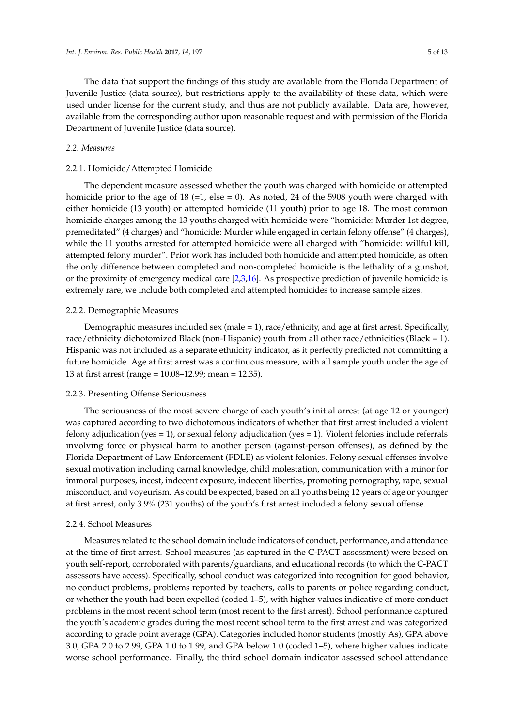The data that support the findings of this study are available from the Florida Department of Juvenile Justice (data source), but restrictions apply to the availability of these data, which were used under license for the current study, and thus are not publicly available. Data are, however, available from the corresponding author upon reasonable request and with permission of the Florida Department of Juvenile Justice (data source).

### *2.2. Measures*

#### 2.2.1. Homicide/Attempted Homicide

The dependent measure assessed whether the youth was charged with homicide or attempted homicide prior to the age of 18 (=1, else = 0). As noted, 24 of the 5908 youth were charged with either homicide (13 youth) or attempted homicide (11 youth) prior to age 18. The most common homicide charges among the 13 youths charged with homicide were "homicide: Murder 1st degree, premeditated" (4 charges) and "homicide: Murder while engaged in certain felony offense" (4 charges), while the 11 youths arrested for attempted homicide were all charged with "homicide: willful kill, attempted felony murder". Prior work has included both homicide and attempted homicide, as often the only difference between completed and non-completed homicide is the lethality of a gunshot, or the proximity of emergency medical care [2,3,16]. As prospective prediction of juvenile homicide is extremely rare, we include both completed and attempted homicides to increase sample sizes.

#### 2.2.2. Demographic Measures

Demographic measures included sex (male = 1), race/ethnicity, and age at first arrest. Specifically, race/ethnicity dichotomized Black (non-Hispanic) youth from all other race/ethnicities (Black = 1). Hispanic was not included as a separate ethnicity indicator, as it perfectly predicted not committing a future homicide. Age at first arrest was a continuous measure, with all sample youth under the age of 13 at first arrest (range = 10.08–12.99; mean = 12.35).

#### 2.2.3. Presenting Offense Seriousness

The seriousness of the most severe charge of each youth's initial arrest (at age 12 or younger) was captured according to two dichotomous indicators of whether that first arrest included a violent felony adjudication (yes = 1), or sexual felony adjudication (yes = 1). Violent felonies include referrals involving force or physical harm to another person (against-person offenses), as defined by the Florida Department of Law Enforcement (FDLE) as violent felonies. Felony sexual offenses involve sexual motivation including carnal knowledge, child molestation, communication with a minor for immoral purposes, incest, indecent exposure, indecent liberties, promoting pornography, rape, sexual misconduct, and voyeurism. As could be expected, based on all youths being 12 years of age or younger at first arrest, only 3.9% (231 youths) of the youth's first arrest included a felony sexual offense.

#### 2.2.4. School Measures

Measures related to the school domain include indicators of conduct, performance, and attendance at the time of first arrest. School measures (as captured in the C-PACT assessment) were based on youth self-report, corroborated with parents/guardians, and educational records (to which the C-PACT assessors have access). Specifically, school conduct was categorized into recognition for good behavior, no conduct problems, problems reported by teachers, calls to parents or police regarding conduct, or whether the youth had been expelled (coded 1–5), with higher values indicative of more conduct problems in the most recent school term (most recent to the first arrest). School performance captured the youth's academic grades during the most recent school term to the first arrest and was categorized according to grade point average (GPA). Categories included honor students (mostly As), GPA above 3.0, GPA 2.0 to 2.99, GPA 1.0 to 1.99, and GPA below 1.0 (coded 1–5), where higher values indicate worse school performance. Finally, the third school domain indicator assessed school attendance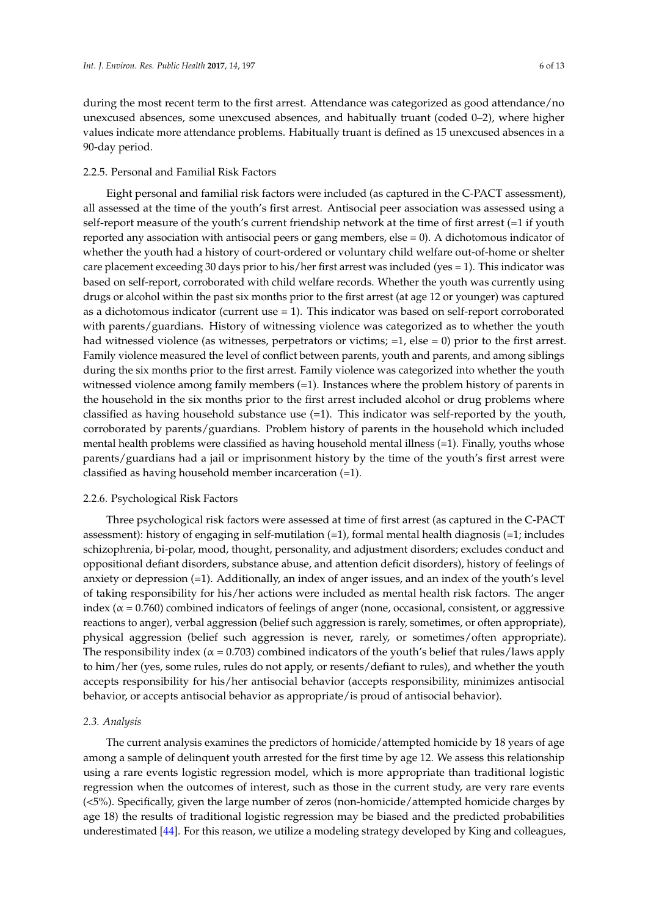during the most recent term to the first arrest. Attendance was categorized as good attendance/no unexcused absences, some unexcused absences, and habitually truant (coded 0–2), where higher values indicate more attendance problems. Habitually truant is defined as 15 unexcused absences in a 90-day period.

#### 2.2.5. Personal and Familial Risk Factors

Eight personal and familial risk factors were included (as captured in the C-PACT assessment), all assessed at the time of the youth's first arrest. Antisocial peer association was assessed using a self-report measure of the youth's current friendship network at the time of first arrest (=1 if youth reported any association with antisocial peers or gang members, else = 0). A dichotomous indicator of whether the youth had a history of court-ordered or voluntary child welfare out-of-home or shelter care placement exceeding 30 days prior to his/her first arrest was included (yes = 1). This indicator was based on self-report, corroborated with child welfare records. Whether the youth was currently using drugs or alcohol within the past six months prior to the first arrest (at age 12 or younger) was captured as a dichotomous indicator (current use = 1). This indicator was based on self-report corroborated with parents/guardians. History of witnessing violence was categorized as to whether the youth had witnessed violence (as witnesses, perpetrators or victims; =1, else = 0) prior to the first arrest. Family violence measured the level of conflict between parents, youth and parents, and among siblings during the six months prior to the first arrest. Family violence was categorized into whether the youth witnessed violence among family members (=1). Instances where the problem history of parents in the household in the six months prior to the first arrest included alcohol or drug problems where classified as having household substance use (=1). This indicator was self-reported by the youth, corroborated by parents/guardians. Problem history of parents in the household which included mental health problems were classified as having household mental illness (=1). Finally, youths whose parents/guardians had a jail or imprisonment history by the time of the youth's first arrest were classified as having household member incarceration (=1).

#### 2.2.6. Psychological Risk Factors

Three psychological risk factors were assessed at time of first arrest (as captured in the C-PACT assessment): history of engaging in self-mutilation (=1), formal mental health diagnosis (=1; includes schizophrenia, bi-polar, mood, thought, personality, and adjustment disorders; excludes conduct and oppositional defiant disorders, substance abuse, and attention deficit disorders), history of feelings of anxiety or depression (=1). Additionally, an index of anger issues, and an index of the youth's level of taking responsibility for his/her actions were included as mental health risk factors. The anger index ($\alpha = 0.760$) combined indicators of feelings of anger (none, occasional, consistent, or aggressive reactions to anger), verbal aggression (belief such aggression is rarely, sometimes, or often appropriate), physical aggression (belief such aggression is never, rarely, or sometimes/often appropriate). The responsibility index ($\alpha = 0.703$) combined indicators of the youth's belief that rules/laws apply to him/her (yes, some rules, rules do not apply, or resents/defiant to rules), and whether the youth accepts responsibility for his/her antisocial behavior (accepts responsibility, minimizes antisocial behavior, or accepts antisocial behavior as appropriate/is proud of antisocial behavior).

### *2.3. Analysis*

The current analysis examines the predictors of homicide/attempted homicide by 18 years of age among a sample of delinquent youth arrested for the first time by age 12. We assess this relationship using a rare events logistic regression model, which is more appropriate than traditional logistic regression when the outcomes of interest, such as those in the current study, are very rare events (<5%). Specifically, given the large number of zeros (non-homicide/attempted homicide charges by age 18) the results of traditional logistic regression may be biased and the predicted probabilities underestimated [44]. For this reason, we utilize a modeling strategy developed by King and colleagues,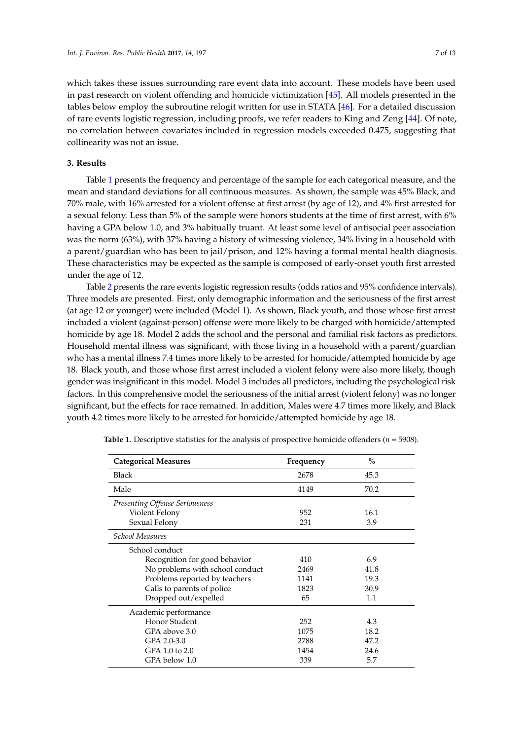which takes these issues surrounding rare event data into account. These models have been used in past research on violent offending and homicide victimization [45]. All models presented in the tables below employ the subroutine relogit written for use in STATA [46]. For a detailed discussion of rare events logistic regression, including proofs, we refer readers to King and Zeng [44]. Of note, no correlation between covariates included in regression models exceeded 0.475, suggesting that collinearity was not an issue.

## 3. Results

Table 1 presents the frequency and percentage of the sample for each categorical measure, and the mean and standard deviations for all continuous measures. As shown, the sample was 45% Black, and 70% male, with 16% arrested for a violent offense at first arrest (by age of 12), and 4% first arrested for a sexual felony. Less than 5% of the sample were honors students at the time of first arrest, with 6% having a GPA below 1.0, and 3% habitually truant. At least some level of antisocial peer association was the norm (63%), with 37% having a history of witnessing violence, 34% living in a household with a parent/guardian who has been to jail/prison, and 12% having a formal mental health diagnosis. These characteristics may be expected as the sample is composed of early-onset youth first arrested under the age of 12.

Table 2 presents the rare events logistic regression results (odds ratios and 95% confidence intervals). Three models are presented. First, only demographic information and the seriousness of the first arrest (at age 12 or younger) were included (Model 1). As shown, Black youth, and those whose first arrest included a violent (against-person) offense were more likely to be charged with homicide/attempted homicide by age 18. Model 2 adds the school and the personal and familial risk factors as predictors. Household mental illness was significant, with those living in a household with a parent/guardian who has a mental illness 7.4 times more likely to be arrested for homicide/attempted homicide by age 18. Black youth, and those whose first arrest included a violent felony were also more likely, though gender was insignificant in this model. Model 3 includes all predictors, including the psychological risk factors. In this comprehensive model the seriousness of the initial arrest (violent felony) was no longer significant, but the effects for race remained. In addition, Males were 4.7 times more likely, and Black youth 4.2 times more likely to be arrested for homicide/attempted homicide by age 18.

**Table 1.** Descriptive statistics for the analysis of prospective homicide offenders ($n$ = 5908).

| Categorical Measures | Frequency | % |
|---|---|---|
| Black | 2678 | 45.3 |
| Male | 4149 | 70.2 |
| *Presenting Offense Seriousness* | | |
| Violent Felony | 952 | 16.1 |
| Sexual Felony | 231 | 3.9 |
| *School Measures* | | |
| School conduct | | |
| Recognition for good behavior | 410 | 6.9 |
| No problems with school conduct | 2469 | 41.8 |
| Problems reported by teachers | 1141 | 19.3 |
| Calls to parents of police | 1823 | 30.9 |
| Dropped out/expelled | 65 | 1.1 |
| Academic performance | | |
| Honor Student | 252 | 4.3 |
| GPA above 3.0 | 1075 | 18.2 |
| GPA 2.0-3.0 | 2788 | 47.2 |
| GPA 1.0 to 2.0 | 1454 | 24.6 |
| GPA below 1.0 | 339 | 5.7 |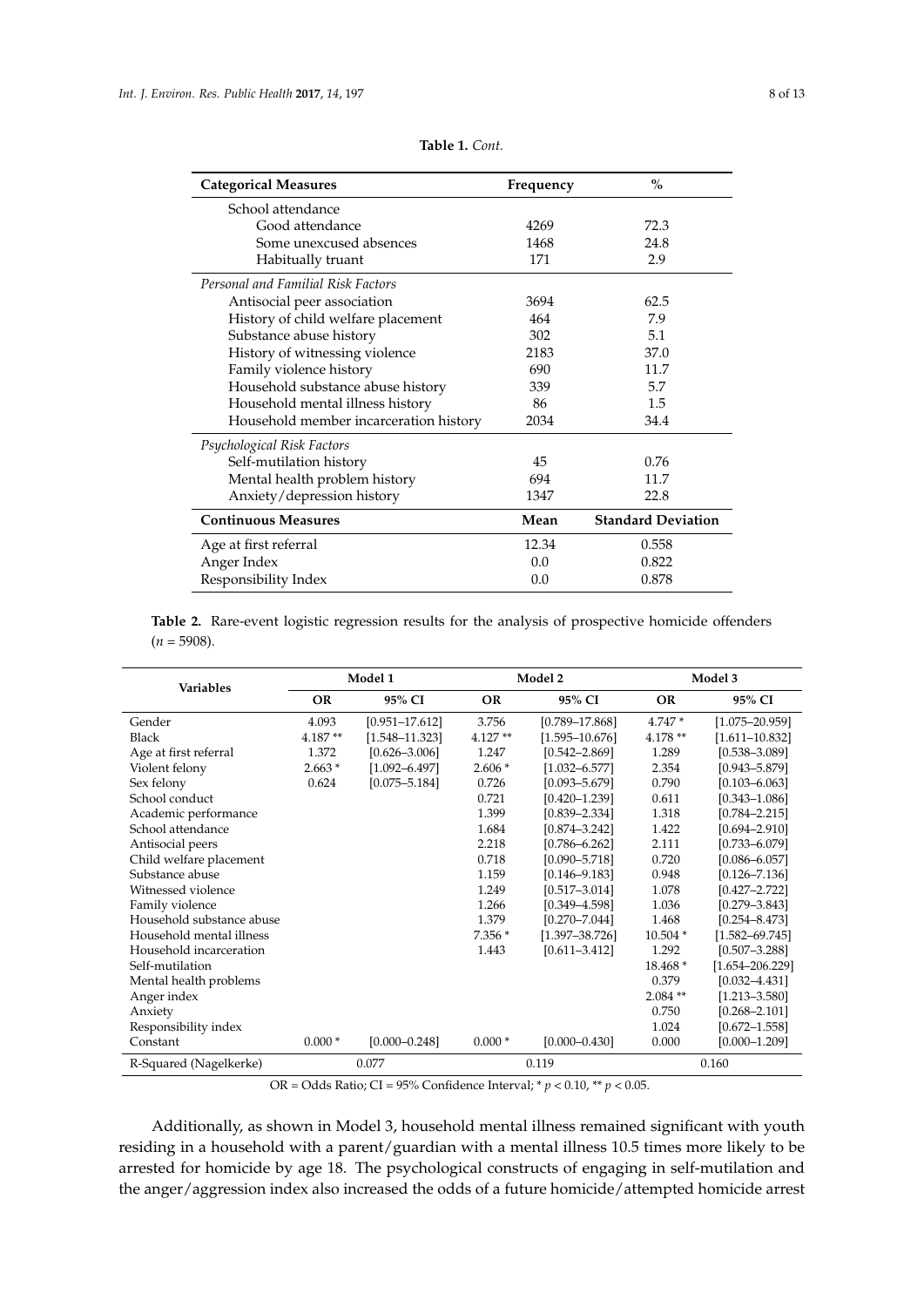**Table 1.** *Cont.*

| Categorical Measures | Frequency | % |
|---|---|---|
| School attendance | | |
| Good attendance | 4269 | 72.3 |
| Some unexcused absences | 1468 | 24.8 |
| Habitually truant | 171 | 2.9 |
| *Personal and Familial Risk Factors* | | |
| Antisocial peer association | 3694 | 62.5 |
| History of child welfare placement | 464 | 7.9 |
| Substance abuse history | 302 | 5.1 |
| History of witnessing violence | 2183 | 37.0 |
| Family violence history | 690 | 11.7 |
| Household substance abuse history | 339 | 5.7 |
| Household mental illness history | 86 | 1.5 |
| Household member incarceration history | 2034 | 34.4 |
| *Psychological Risk Factors* | | |
| Self-mutilation history | 45 | 0.76 |
| Mental health problem history | 694 | 11.7 |
| Anxiety/depression history | 1347 | 22.8 |
| **Continuous Measures** | **Mean** | **Standard Deviation** |
| Age at first referral | 12.34 | 0.558 |
| Anger Index | 0.0 | 0.822 |
| Responsibility Index | 0.0 | 0.878 |

**Table 2.** Rare-event logistic regression results for the analysis of prospective homicide offenders ($n$ = 5908).

| Variables | Model 1 | | Model 2 | | Model 3 | |
|---|---|---|---|---|---|---|
| | OR | 95% CI | OR | 95% CI | OR | 95% CI |
| Gender | 4.093 | [0.951–17.612] | 3.756 | [0.789–17.868] | 4.747 * | [1.075–20.959] |
| Black | 4.187 ** | [1.548–11.323] | 4.127 ** | [1.595–10.676] | 4.178 ** | [1.611–10.832] |
| Age at first referral | 1.372 | [0.626–3.006] | 1.247 | [0.542–2.869] | 1.289 | [0.538–3.089] |
| Violent felony | 2.663 * | [1.092–6.497] | 2.606 * | [1.032–6.577] | 2.354 | [0.943–5.879] |
| Sex felony | 0.624 | [0.075–5.184] | 0.726 | [0.093–5.679] | 0.790 | [0.103–6.063] |
| School conduct | | | 0.721 | [0.420–1.239] | 0.611 | [0.343–1.086] |
| Academic performance | | | 1.399 | [0.839–2.334] | 1.318 | [0.784–2.215] |
| School attendance | | | 1.684 | [0.874–3.242] | 1.422 | [0.694–2.910] |
| Antisocial peers | | | 2.218 | [0.786–6.262] | 2.111 | [0.733–6.079] |
| Child welfare placement | | | 0.718 | [0.090–5.718] | 0.720 | [0.086–6.057] |
| Substance abuse | | | 1.159 | [0.146–9.183] | 0.948 | [0.126–7.136] |
| Witnessed violence | | | 1.249 | [0.517–3.014] | 1.078 | [0.427–2.722] |
| Family violence | | | 1.266 | [0.349–4.598] | 1.036 | [0.279–3.843] |
| Household substance abuse | | | 1.379 | [0.270–7.044] | 1.468 | [0.254–8.473] |
| Household mental illness | | | 7.356 * | [1.397–38.726] | 10.504 * | [1.582–69.745] |
| Household incarceration | | | 1.443 | [0.611–3.412] | 1.292 | [0.507–3.288] |
| Self-mutilation | | | | | 18.468 * | [1.654–206.229] |
| Mental health problems | | | | | 0.379 | [0.032–4.431] |
| Anger index | | | | | 2.084 ** | [1.213–3.580] |
| Anxiety | | | | | 0.750 | [0.268–2.101] |
| Responsibility index | | | | | 1.024 | [0.672–1.558] |
| Constant | 0.000 * | [0.000–0.248] | 0.000 * | [0.000–0.430] | 0.000 | [0.000–1.209] |
| R-Squared (Nagelkerke) | 0.077 | | 0.119 | | 0.160 | |

OR = Odds Ratio; CI = 95% Confidence Interval; * $p < 0.10$, ** $p < 0.05$.

Additionally, as shown in Model 3, household mental illness remained significant with youth residing in a household with a parent/guardian with a mental illness 10.5 times more likely to be arrested for homicide by age 18. The psychological constructs of engaging in self-mutilation and the anger/aggression index also increased the odds of a future homicide/attempted homicide arrest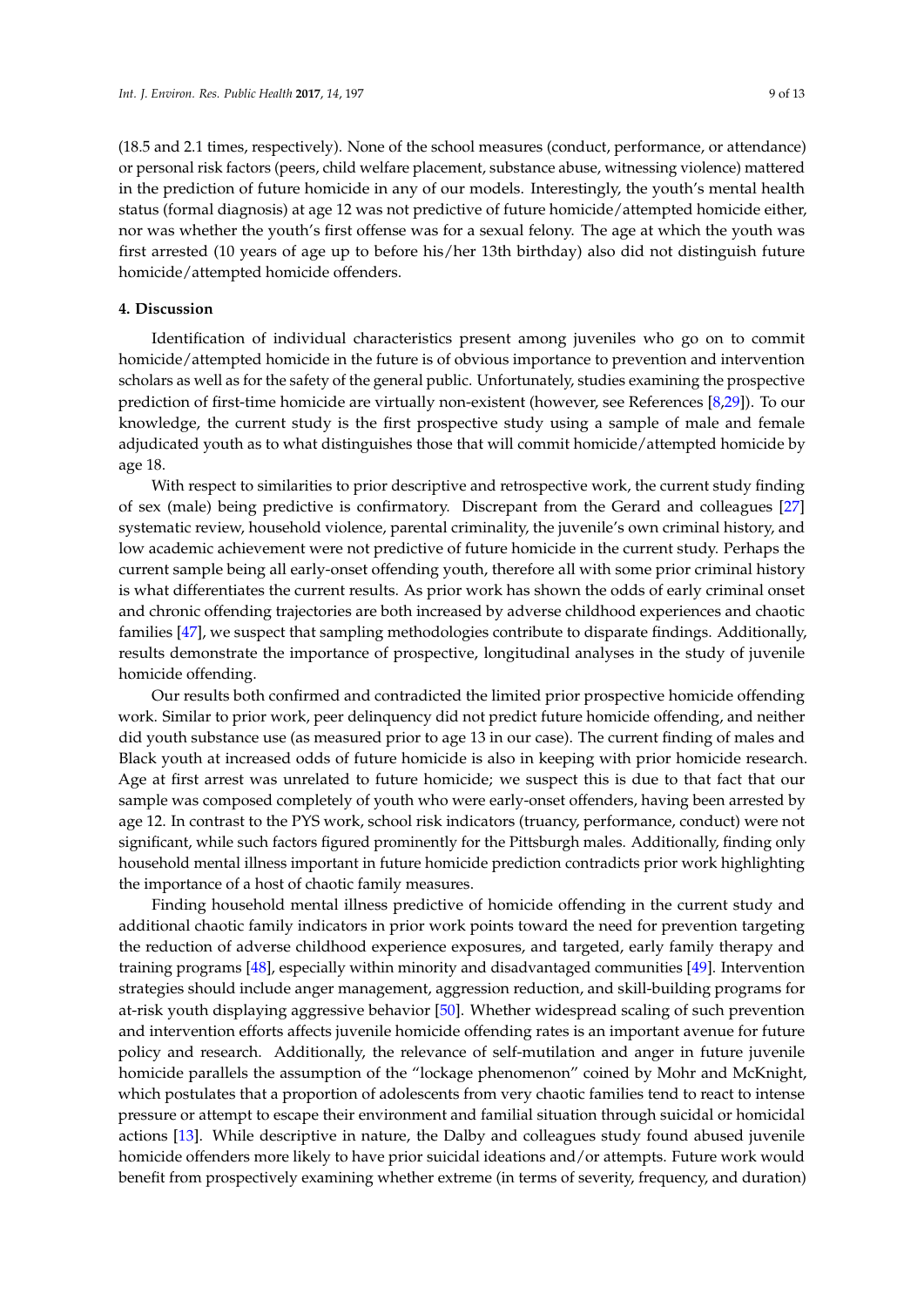(18.5 and 2.1 times, respectively). None of the school measures (conduct, performance, or attendance) or personal risk factors (peers, child welfare placement, substance abuse, witnessing violence) mattered in the prediction of future homicide in any of our models. Interestingly, the youth's mental health status (formal diagnosis) at age 12 was not predictive of future homicide/attempted homicide either, nor was whether the youth's first offense was for a sexual felony. The age at which the youth was first arrested (10 years of age up to before his/her 13th birthday) also did not distinguish future homicide/attempted homicide offenders.

## 4. Discussion

Identification of individual characteristics present among juveniles who go on to commit homicide/attempted homicide in the future is of obvious importance to prevention and intervention scholars as well as for the safety of the general public. Unfortunately, studies examining the prospective prediction of first-time homicide are virtually non-existent (however, see References [8,29]). To our knowledge, the current study is the first prospective study using a sample of male and female adjudicated youth as to what distinguishes those that will commit homicide/attempted homicide by age 18.

With respect to similarities to prior descriptive and retrospective work, the current study finding of sex (male) being predictive is confirmatory. Discrepant from the Gerard and colleagues [27] systematic review, household violence, parental criminality, the juvenile's own criminal history, and low academic achievement were not predictive of future homicide in the current study. Perhaps the current sample being all early-onset offending youth, therefore all with some prior criminal history is what differentiates the current results. As prior work has shown the odds of early criminal onset and chronic offending trajectories are both increased by adverse childhood experiences and chaotic families [47], we suspect that sampling methodologies contribute to disparate findings. Additionally, results demonstrate the importance of prospective, longitudinal analyses in the study of juvenile homicide offending.

Our results both confirmed and contradicted the limited prior prospective homicide offending work. Similar to prior work, peer delinquency did not predict future homicide offending, and neither did youth substance use (as measured prior to age 13 in our case). The current finding of males and Black youth at increased odds of future homicide is also in keeping with prior homicide research. Age at first arrest was unrelated to future homicide; we suspect this is due to that fact that our sample was composed completely of youth who were early-onset offenders, having been arrested by age 12. In contrast to the PYS work, school risk indicators (truancy, performance, conduct) were not significant, while such factors figured prominently for the Pittsburgh males. Additionally, finding only household mental illness important in future homicide prediction contradicts prior work highlighting the importance of a host of chaotic family measures.

Finding household mental illness predictive of homicide offending in the current study and additional chaotic family indicators in prior work points toward the need for prevention targeting the reduction of adverse childhood experience exposures, and targeted, early family therapy and training programs [48], especially within minority and disadvantaged communities [49]. Intervention strategies should include anger management, aggression reduction, and skill-building programs for at-risk youth displaying aggressive behavior [50]. Whether widespread scaling of such prevention and intervention efforts affects juvenile homicide offending rates is an important avenue for future policy and research. Additionally, the relevance of self-mutilation and anger in future juvenile homicide parallels the assumption of the "lockage phenomenon" coined by Mohr and McKnight, which postulates that a proportion of adolescents from very chaotic families tend to react to intense pressure or attempt to escape their environment and familial situation through suicidal or homicidal actions [13]. While descriptive in nature, the Dalby and colleagues study found abused juvenile homicide offenders more likely to have prior suicidal ideations and/or attempts. Future work would benefit from prospectively examining whether extreme (in terms of severity, frequency, and duration)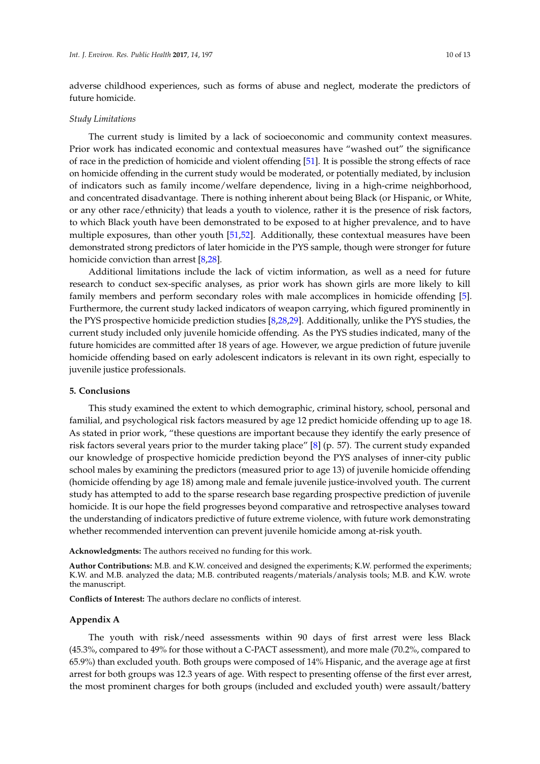adverse childhood experiences, such as forms of abuse and neglect, moderate the predictors of future homicide.

*Study Limitations*

The current study is limited by a lack of socioeconomic and community context measures. Prior work has indicated economic and contextual measures have "washed out" the significance of race in the prediction of homicide and violent offending [51]. It is possible the strong effects of race on homicide offending in the current study would be moderated, or potentially mediated, by inclusion of indicators such as family income/welfare dependence, living in a high-crime neighborhood, and concentrated disadvantage. There is nothing inherent about being Black (or Hispanic, or White, or any other race/ethnicity) that leads a youth to violence, rather it is the presence of risk factors, to which Black youth have been demonstrated to be exposed to at higher prevalence, and to have multiple exposures, than other youth [51,52]. Additionally, these contextual measures have been demonstrated strong predictors of later homicide in the PYS sample, though were stronger for future homicide conviction than arrest [8,28].

Additional limitations include the lack of victim information, as well as a need for future research to conduct sex-specific analyses, as prior work has shown girls are more likely to kill family members and perform secondary roles with male accomplices in homicide offending [5]. Furthermore, the current study lacked indicators of weapon carrying, which figured prominently in the PYS prospective homicide prediction studies [8,28,29]. Additionally, unlike the PYS studies, the current study included only juvenile homicide offending. As the PYS studies indicated, many of the future homicides are committed after 18 years of age. However, we argue prediction of future juvenile homicide offending based on early adolescent indicators is relevant in its own right, especially to juvenile justice professionals.

## 5. Conclusions

This study examined the extent to which demographic, criminal history, school, personal and familial, and psychological risk factors measured by age 12 predict homicide offending up to age 18. As stated in prior work, "these questions are important because they identify the early presence of risk factors several years prior to the murder taking place" [8] (p. 57). The current study expanded our knowledge of prospective homicide prediction beyond the PYS analyses of inner-city public school males by examining the predictors (measured prior to age 13) of juvenile homicide offending (homicide offending by age 18) among male and female juvenile justice-involved youth. The current study has attempted to add to the sparse research base regarding prospective prediction of juvenile homicide. It is our hope the field progresses beyond comparative and retrospective analyses toward the understanding of indicators predictive of future extreme violence, with future work demonstrating whether recommended intervention can prevent juvenile homicide among at-risk youth.

**Acknowledgments:** The authors received no funding for this work.

**Author Contributions:** M.B. and K.W. conceived and designed the experiments; K.W. performed the experiments; K.W. and M.B. analyzed the data; M.B. contributed reagents/materials/analysis tools; M.B. and K.W. wrote the manuscript.

**Conflicts of Interest:** The authors declare no conflicts of interest.

## Appendix A

The youth with risk/need assessments within 90 days of first arrest were less Black (45.3%, compared to 49% for those without a C-PACT assessment), and more male (70.2%, compared to 65.9%) than excluded youth. Both groups were composed of 14% Hispanic, and the average age at first arrest for both groups was 12.3 years of age. With respect to presenting offense of the first ever arrest, the most prominent charges for both groups (included and excluded youth) were assault/battery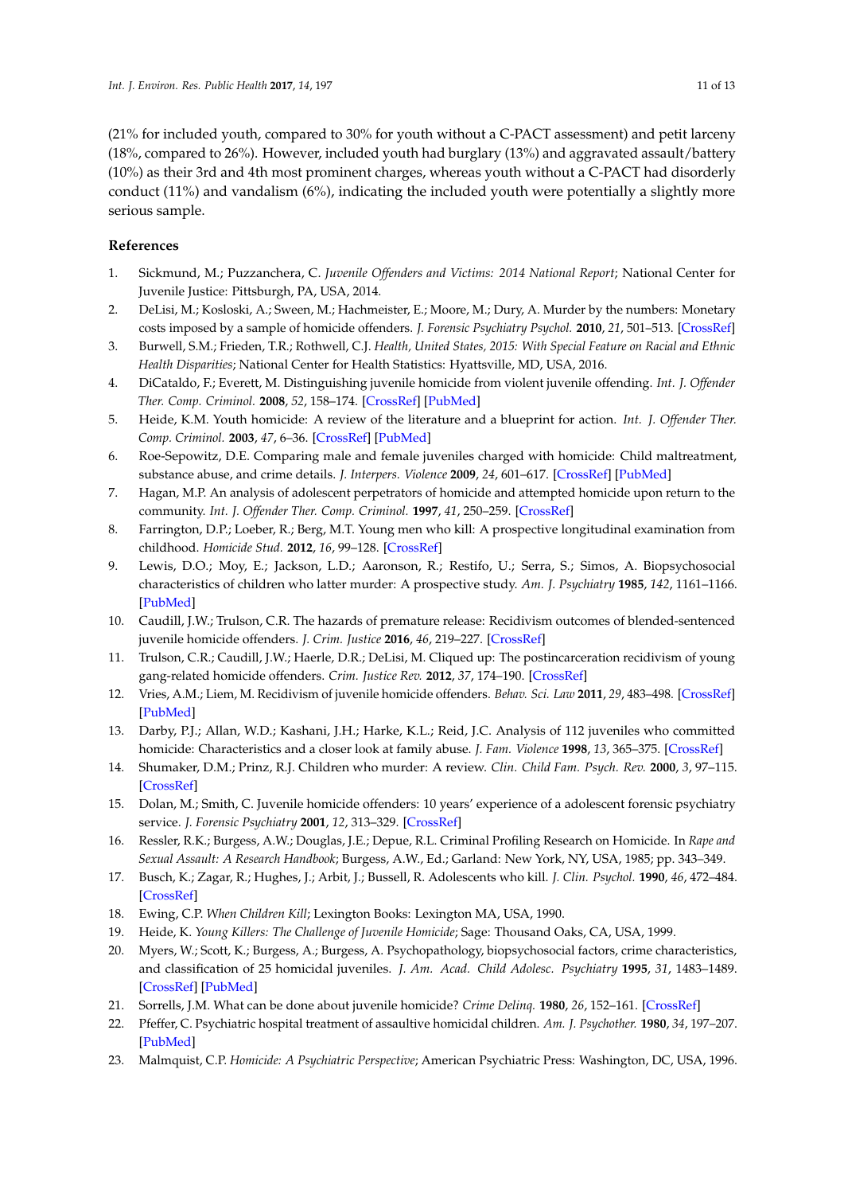(21% for included youth, compared to 30% for youth without a C-PACT assessment) and petit larceny (18%, compared to 26%). However, included youth had burglary (13%) and aggravated assault/battery (10%) as their 3rd and 4th most prominent charges, whereas youth without a C-PACT had disorderly conduct (11%) and vandalism (6%), indicating the included youth were potentially a slightly more serious sample.

## References

1. Sickmund, M.; Puzzanchera, C. *Juvenile Offenders and Victims: 2014 National Report*; National Center for Juvenile Justice: Pittsburgh, PA, USA, 2014.
2. DeLisi, M.; Kosloski, A.; Sween, M.; Hachmeister, E.; Moore, M.; Dury, A. Murder by the numbers: Monetary costs imposed by a sample of homicide offenders. *J. Forensic Psychiatry Psychol.* **2010**, *21*, 501–513. [CrossRef]
3. Burwell, S.M.; Frieden, T.R.; Rothwell, C.J. *Health, United States, 2015: With Special Feature on Racial and Ethnic Health Disparities*; National Center for Health Statistics: Hyattsville, MD, USA, 2016.
4. DiCataldo, F.; Everett, M. Distinguishing juvenile homicide from violent juvenile offending. *Int. J. Offender Ther. Comp. Criminol.* **2008**, *52*, 158–174. [CrossRef] [PubMed]
5. Heide, K.M. Youth homicide: A review of the literature and a blueprint for action. *Int. J. Offender Ther. Comp. Criminol.* **2003**, *47*, 6–36. [CrossRef] [PubMed]
6. Roe-Sepowitz, D.E. Comparing male and female juveniles charged with homicide: Child maltreatment, substance abuse, and crime details. *J. Interpers. Violence* **2009**, *24*, 601–617. [CrossRef] [PubMed]
7. Hagan, M.P. An analysis of adolescent perpetrators of homicide and attempted homicide upon return to the community. *Int. J. Offender Ther. Comp. Criminol.* **1997**, *41*, 250–259. [CrossRef]
8. Farrington, D.P.; Loeber, R.; Berg, M.T. Young men who kill: A prospective longitudinal examination from childhood. *Homicide Stud.* **2012**, *16*, 99–128. [CrossRef]
9. Lewis, D.O.; Moy, E.; Jackson, L.D.; Aaronson, R.; Restifo, U.; Serra, S.; Simos, A. Biopsychosocial characteristics of children who latter murder: A prospective study. *Am. J. Psychiatry* **1985**, *142*, 1161–1166. [PubMed]
10. Caudill, J.W.; Trulson, C.R. The hazards of premature release: Recidivism outcomes of blended-sentenced juvenile homicide offenders. *J. Crim. Justice* **2016**, *46*, 219–227. [CrossRef]
11. Trulson, C.R.; Caudill, J.W.; Haerle, D.R.; DeLisi, M. Cliqued up: The postincarceration recidivism of young gang-related homicide offenders. *Crim. Justice Rev.* **2012**, *37*, 174–190. [CrossRef]
12. Vries, A.M.; Liem, M. Recidivism of juvenile homicide offenders. *Behav. Sci. Law* **2011**, *29*, 483–498. [CrossRef] [PubMed]
13. Darby, P.J.; Allan, W.D.; Kashani, J.H.; Harke, K.L.; Reid, J.C. Analysis of 112 juveniles who committed homicide: Characteristics and a closer look at family abuse. *J. Fam. Violence* **1998**, *13*, 365–375. [CrossRef]
14. Shumaker, D.M.; Prinz, R.J. Children who murder: A review. *Clin. Child Fam. Psych. Rev.* **2000**, *3*, 97–115. [CrossRef]
15. Dolan, M.; Smith, C. Juvenile homicide offenders: 10 years' experience of a adolescent forensic psychiatry service. *J. Forensic Psychiatry* **2001**, *12*, 313–329. [CrossRef]
16. Ressler, R.K.; Burgess, A.W.; Douglas, J.E.; Depue, R.L. Criminal Profiling Research on Homicide. In *Rape and Sexual Assault: A Research Handbook*; Burgess, A.W., Ed.; Garland: New York, NY, USA, 1985; pp. 343–349.
17. Busch, K.; Zagar, R.; Hughes, J.; Arbit, J.; Bussell, R. Adolescents who kill. *J. Clin. Psychol.* **1990**, *46*, 472–484. [CrossRef]
18. Ewing, C.P. *When Children Kill*; Lexington Books: Lexington MA, USA, 1990.
19. Heide, K. *Young Killers: The Challenge of Juvenile Homicide*; Sage: Thousand Oaks, CA, USA, 1999.
20. Myers, W.; Scott, K.; Burgess, A.; Burgess, A. Psychopathology, biopsychosocial factors, crime characteristics, and classification of 25 homicidal juveniles. *J. Am. Acad. Child Adolesc. Psychiatry* **1995**, *31*, 1483–1489. [CrossRef] [PubMed]
21. Sorrells, J.M. What can be done about juvenile homicide? *Crime Delinq.* **1980**, *26*, 152–161. [CrossRef]
22. Pfeffer, C. Psychiatric hospital treatment of assaultive homicidal children. *Am. J. Psychother.* **1980**, *34*, 197–207. [PubMed]
23. Malmquist, C.P. *Homicide: A Psychiatric Perspective*; American Psychiatric Press: Washington, DC, USA, 1996.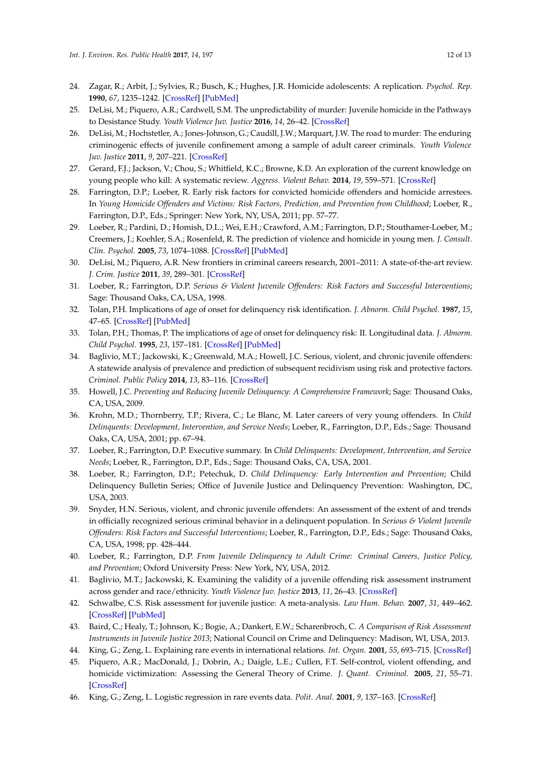24. Zagar, R.; Arbit, J.; Sylvies, R.; Busch, K.; Hughes, J.R. Homicide adolescents: A replication. *Psychol. Rep.* **1990**, *67*, 1235–1242. [CrossRef] [PubMed]
25. DeLisi, M.; Piquero, A.R.; Cardwell, S.M. The unpredictability of murder: Juvenile homicide in the Pathways to Desistance Study. *Youth Violence Juv. Justice* **2016**, *14*, 26–42. [CrossRef]
26. DeLisi, M.; Hochstetler, A.; Jones-Johnson, G.; Caudill, J.W.; Marquart, J.W. The road to murder: The enduring criminogenic effects of juvenile confinement among a sample of adult career criminals. *Youth Violence Juv. Justice* **2011**, *9*, 207–221. [CrossRef]
27. Gerard, F.J.; Jackson, V.; Chou, S.; Whitfield, K.C.; Browne, K.D. An exploration of the current knowledge on young people who kill: A systematic review. *Aggress. Violent Behav.* **2014**, *19*, 559–571. [CrossRef]
28. Farrington, D.P.; Loeber, R. Early risk factors for convicted homicide offenders and homicide arrestees. In *Young Homicide Offenders and Victims: Risk Factors, Prediction, and Prevention from Childhood*; Loeber, R., Farrington, D.P., Eds.; Springer: New York, NY, USA, 2011; pp. 57–77.
29. Loeber, R.; Pardini, D.; Homish, D.L.; Wei, E.H.; Crawford, A.M.; Farrington, D.P.; Stouthamer-Loeber, M.; Creemers, J.; Koehler, S.A.; Rosenfeld, R. The prediction of violence and homicide in young men. *J. Consult. Clin. Psychol.* **2005**, *73*, 1074–1088. [CrossRef] [PubMed]
30. DeLisi, M.; Piquero, A.R. New frontiers in criminal careers research, 2001–2011: A state-of-the-art review. *J. Crim. Justice* **2011**, *39*, 289–301. [CrossRef]
31. Loeber, R.; Farrington, D.P. *Serious & Violent Juvenile Offenders: Risk Factors and Successful Interventions*; Sage: Thousand Oaks, CA, USA, 1998.
32. Tolan, P.H. Implications of age of onset for delinquency risk identification. *J. Abnorm. Child Psychol.* **1987**, *15*, 47–65. [CrossRef] [PubMed]
33. Tolan, P.H.; Thomas, P. The implications of age of onset for delinquency risk: II. Longitudinal data. *J. Abnorm. Child Psychol.* **1995**, *23*, 157–181. [CrossRef] [PubMed]
34. Baglivio, M.T.; Jackowski, K.; Greenwald, M.A.; Howell, J.C. Serious, violent, and chronic juvenile offenders: A statewide analysis of prevalence and prediction of subsequent recidivism using risk and protective factors. *Criminol. Public Policy* **2014**, *13*, 83–116. [CrossRef]
35. Howell, J.C. *Preventing and Reducing Juvenile Delinquency: A Comprehensive Framework*; Sage: Thousand Oaks, CA, USA, 2009.
36. Krohn, M.D.; Thornberry, T.P.; Rivera, C.; Le Blanc, M. Later careers of very young offenders. In *Child Delinquents: Development, Intervention, and Service Needs*; Loeber, R., Farrington, D.P., Eds.; Sage: Thousand Oaks, CA, USA, 2001; pp. 67–94.
37. Loeber, R.; Farrington, D.P. Executive summary. In *Child Delinquents: Development, Intervention, and Service Needs*; Loeber, R., Farrington, D.P., Eds.; Sage: Thousand Oaks, CA, USA, 2001.
38. Loeber, R.; Farrington, D.P.; Petechuk, D. *Child Delinquency: Early Intervention and Prevention*; Child Delinquency Bulletin Series; Office of Juvenile Justice and Delinquency Prevention: Washington, DC, USA, 2003.
39. Snyder, H.N. Serious, violent, and chronic juvenile offenders: An assessment of the extent of and trends in officially recognized serious criminal behavior in a delinquent population. In *Serious & Violent Juvenile Offenders: Risk Factors and Successful Interventions*; Loeber, R., Farrington, D.P., Eds.; Sage: Thousand Oaks, CA, USA, 1998; pp. 428–444.
40. Loeber, R.; Farrington, D.P. *From Juvenile Delinquency to Adult Crime: Criminal Careers, Justice Policy, and Prevention*; Oxford University Press: New York, NY, USA, 2012.
41. Baglivio, M.T.; Jackowski, K. Examining the validity of a juvenile offending risk assessment instrument across gender and race/ethnicity. *Youth Violence Juv. Justice* **2013**, *11*, 26–43. [CrossRef]
42. Schwalbe, C.S. Risk assessment for juvenile justice: A meta-analysis. *Law Hum. Behav.* **2007**, *31*, 449–462. [CrossRef] [PubMed]
43. Baird, C.; Healy, T.; Johnson, K.; Bogie, A.; Dankert, E.W.; Scharenbroch, C. *A Comparison of Risk Assessment Instruments in Juvenile Justice 2013*; National Council on Crime and Delinquency: Madison, WI, USA, 2013.
44. King, G.; Zeng, L. Explaining rare events in international relations. *Int. Organ.* **2001**, *55*, 693–715. [CrossRef]
45. Piquero, A.R.; MacDonald, J.; Dobrin, A.; Daigle, L.E.; Cullen, F.T. Self-control, violent offending, and homicide victimization: Assessing the General Theory of Crime. *J. Quant. Criminol.* **2005**, *21*, 55–71. [CrossRef]
46. King, G.; Zeng, L. Logistic regression in rare events data. *Polit. Anal.* **2001**, *9*, 137–163. [CrossRef]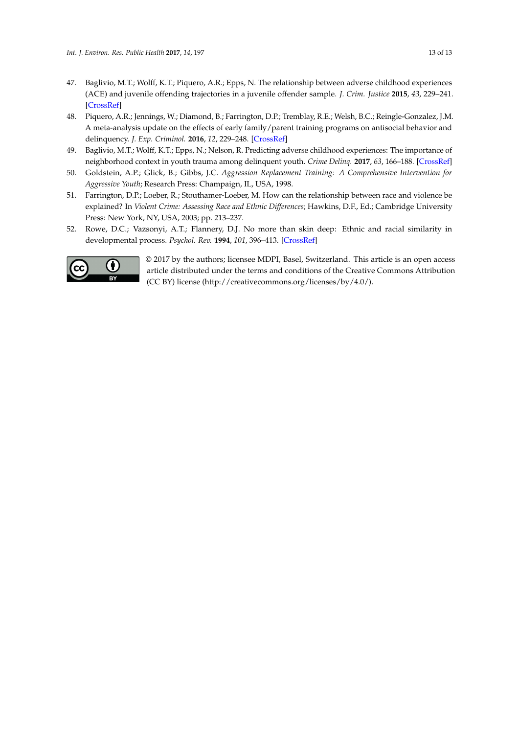47. Baglivio, M.T.; Wolff, K.T.; Piquero, A.R.; Epps, N. The relationship between adverse childhood experiences (ACE) and juvenile offending trajectories in a juvenile offender sample. *J. Crim. Justice* **2015**, *43*, 229–241. [CrossRef]
48. Piquero, A.R.; Jennings, W.; Diamond, B.; Farrington, D.P.; Tremblay, R.E.; Welsh, B.C.; Reingle-Gonzalez, J.M. A meta-analysis update on the effects of early family/parent training programs on antisocial behavior and delinquency. *J. Exp. Criminol.* **2016**, *12*, 229–248. [CrossRef]
49. Baglivio, M.T.; Wolff, K.T.; Epps, N.; Nelson, R. Predicting adverse childhood experiences: The importance of neighborhood context in youth trauma among delinquent youth. *Crime Delinq.* **2017**, *63*, 166–188. [CrossRef]
50. Goldstein, A.P.; Glick, B.; Gibbs, J.C. *Aggression Replacement Training: A Comprehensive Intervention for Aggressive Youth*; Research Press: Champaign, IL, USA, 1998.
51. Farrington, D.P.; Loeber, R.; Stouthamer-Loeber, M. How can the relationship between race and violence be explained? In *Violent Crime: Assessing Race and Ethnic Differences*; Hawkins, D.F., Ed.; Cambridge University Press: New York, NY, USA, 2003; pp. 213–237.
52. Rowe, D.C.; Vazsonyi, A.T.; Flannery, D.J. No more than skin deep: Ethnic and racial similarity in developmental process. *Psychol. Rev.* **1994**, *101*, 396–413. [CrossRef]

© 2017 by the authors; licensee MDPI, Basel, Switzerland. This article is an open access article distributed under the terms and conditions of the Creative Commons Attribution (CC BY) license (http://creativecommons.org/licenses/by/4.0/).